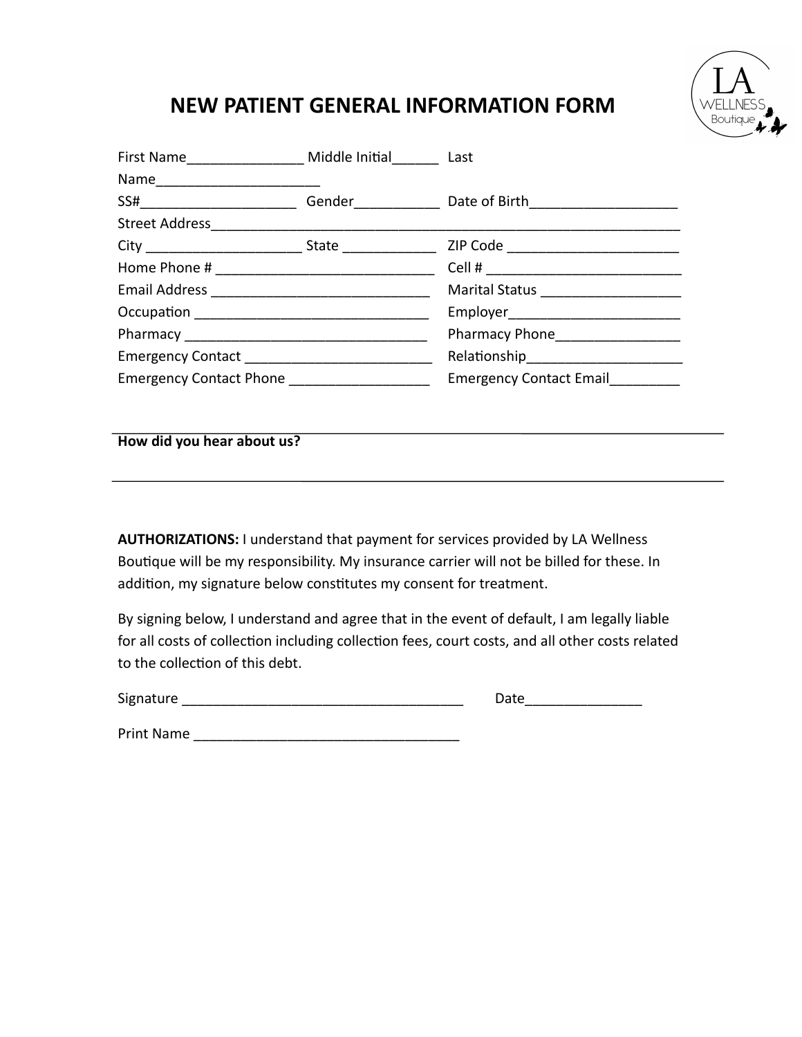# NEW PATIENT GENERAL INFORMATION FORM

First Name_______________ Middle Initial______ Last Name_____________________

SS#____________________ Gender___________ Date of Birth___________________

Street Address_______________________________________________________________

City ____________________ State ____________ ZIP Code ______________________

Home Phone # ____________________________ Cell # _________________________

Email Address ____________________________ Marital Status __________________

Occupation ______________________________ Employer______________________

Pharmacy _______________________________ Pharmacy Phone________________

Emergency Contact ________________________ Relationship____________________

Emergency Contact Phone __________________ Emergency Contact Email_________

**How did you hear about us?**

______________________________________________________________________________

**AUTHORIZATIONS:** I understand that payment for services provided by LA Wellness Boutique will be my responsibility. My insurance carrier will not be billed for these. In addition, my signature below constitutes my consent for treatment.

By signing below, I understand and agree that in the event of default, I am legally liable for all costs of collection including collection fees, court costs, and all other costs related to the collection of this debt.

Signature ____________________________________ Date_______________

Print Name __________________________________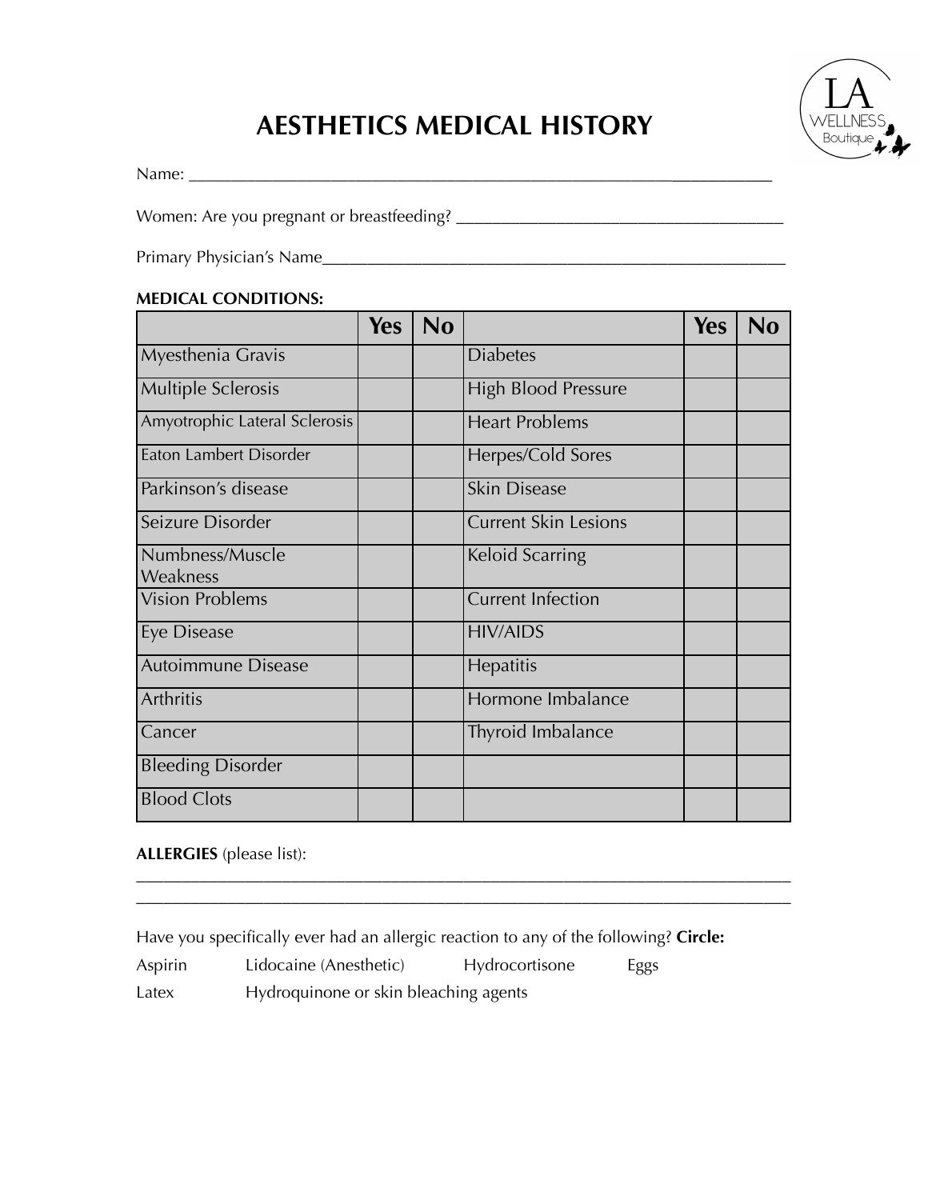# AESTHETICS MEDICAL HISTORY

Name: ______________________________________________________________________

Women: Are you pregnant or breastfeeding? ______________________________________

Primary Physician's Name________________________________________________________

**MEDICAL CONDITIONS:**

| | Yes | No | | Yes | No |
|---|---|---|---|---|---|
| Myesthenia Gravis | | | Diabetes | | |
| Multiple Sclerosis | | | High Blood Pressure | | |
| Amyotrophic Lateral Sclerosis | | | Heart Problems | | |
| Eaton Lambert Disorder | | | Herpes/Cold Sores | | |
| Parkinson's disease | | | Skin Disease | | |
| Seizure Disorder | | | Current Skin Lesions | | |
| Numbness/Muscle Weakness | | | Keloid Scarring | | |
| Vision Problems | | | Current Infection | | |
| Eye Disease | | | HIV/AIDS | | |
| Autoimmune Disease | | | Hepatitis | | |
| Arthritis | | | Hormone Imbalance | | |
| Cancer | | | Thyroid Imbalance | | |
| Bleeding Disorder | | | | | |
| Blood Clots | | | | | |

**ALLERGIES** (please list):
______________________________________________________________________________
______________________________________________________________________________

Have you specifically ever had an allergic reaction to any of the following? **Circle:**

Aspirin Lidocaine (Anesthetic) Hydrocortisone Eggs

Latex Hydroquinone or skin bleaching agents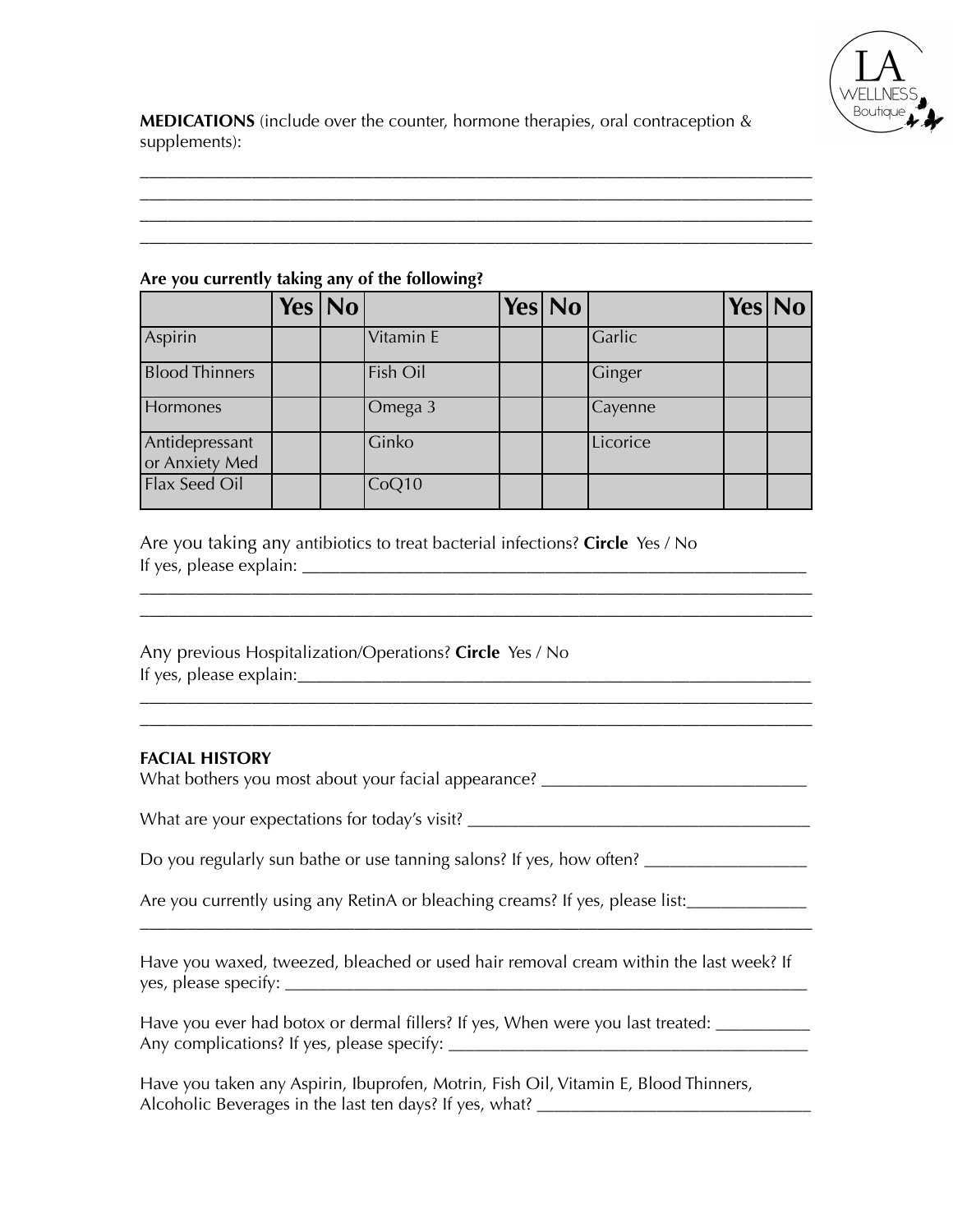**MEDICATIONS** (include over the counter, hormone therapies, oral contraception & supplements):

_______________________________________________________________________________
_______________________________________________________________________________
_______________________________________________________________________________
_______________________________________________________________________________

**Are you currently taking any of the following?**

| | Yes | No | | Yes | No | | Yes | No |
|---|---|---|---|---|---|---|---|---|
| Aspirin | | | Vitamin E | | | Garlic | | |
| Blood Thinners | | | Fish Oil | | | Ginger | | |
| Hormones | | | Omega 3 | | | Cayenne | | |
| Antidepressant or Anxiety Med | | | Ginko | | | Licorice | | |
| Flax Seed Oil | | | CoQ10 | | | | | |

Are you taking any antibiotics to treat bacterial infections? **Circle** Yes / No
If yes, please explain: _______________________________________________________
_______________________________________________________________________________
_______________________________________________________________________________

Any previous Hospitalization/Operations? **Circle** Yes / No
If yes, please explain:_______________________________________________________
_______________________________________________________________________________
_______________________________________________________________________________

**FACIAL HISTORY**

What bothers you most about your facial appearance? ___________________________

What are your expectations for today's visit? __________________________________

Do you regularly sun bathe or use tanning salons? If yes, how often? _______________

Are you currently using any RetinA or bleaching creams? If yes, please list:___________
_______________________________________________________________________________

Have you waxed, tweezed, bleached or used hair removal cream within the last week? If yes, please specify: ___________________________________________________________

Have you ever had botox or dermal fillers? If yes, When were you last treated: _________
Any complications? If yes, please specify: _____________________________________

Have you taken any Aspirin, Ibuprofen, Motrin, Fish Oil, Vitamin E, Blood Thinners, Alcoholic Beverages in the last ten days? If yes, what? ____________________________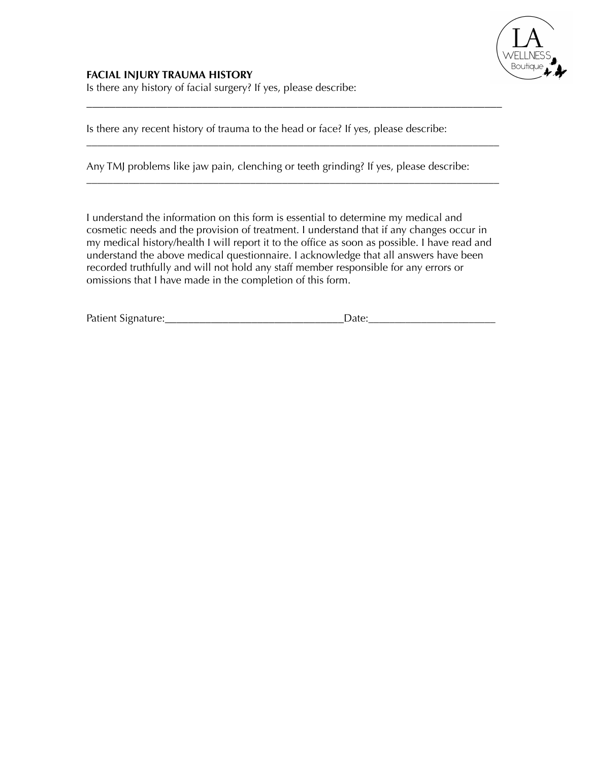### FACIAL INJURY TRAUMA HISTORY

Is there any history of facial surgery? If yes, please describe:

___________________________________________________________________________

Is there any recent history of trauma to the head or face? If yes, please describe:

___________________________________________________________________________

Any TMJ problems like jaw pain, clenching or teeth grinding? If yes, please describe:

___________________________________________________________________________

I understand the information on this form is essential to determine my medical and cosmetic needs and the provision of treatment. I understand that if any changes occur in my medical history/health I will report it to the office as soon as possible. I have read and understand the above medical questionnaire. I acknowledge that all answers have been recorded truthfully and will not hold any staff member responsible for any errors or omissions that I have made in the completion of this form.

Patient Signature:________________________________Date:______________________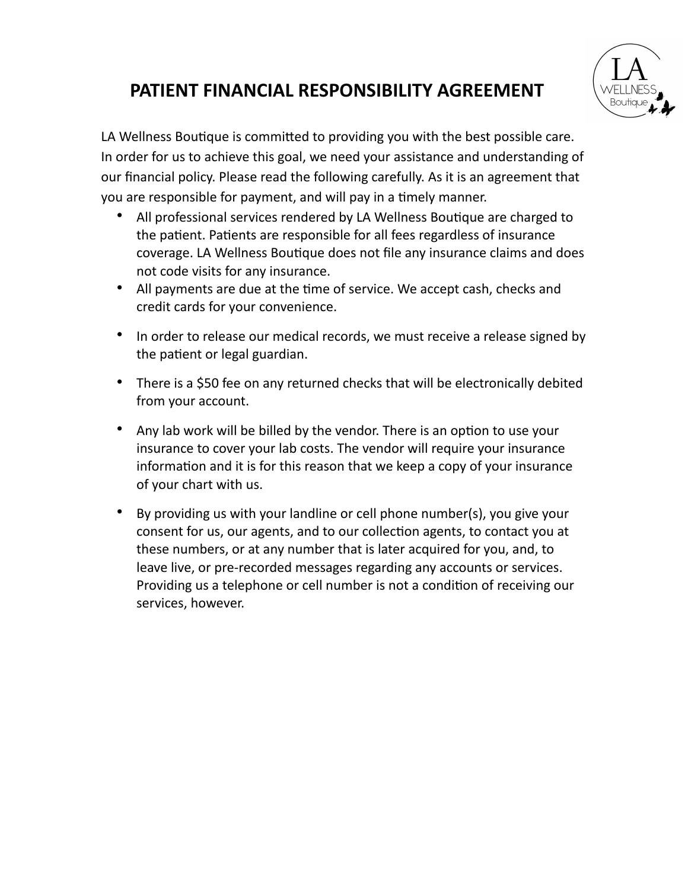# PATIENT FINANCIAL RESPONSIBILITY AGREEMENT

LA Wellness Boutique is committed to providing you with the best possible care. In order for us to achieve this goal, we need your assistance and understanding of our financial policy. Please read the following carefully. As it is an agreement that you are responsible for payment, and will pay in a timely manner.

- All professional services rendered by LA Wellness Boutique are charged to the patient. Patients are responsible for all fees regardless of insurance coverage. LA Wellness Boutique does not file any insurance claims and does not code visits for any insurance.
- All payments are due at the time of service. We accept cash, checks and credit cards for your convenience.
- In order to release our medical records, we must receive a release signed by the patient or legal guardian.
- There is a $50 fee on any returned checks that will be electronically debited from your account.
- Any lab work will be billed by the vendor. There is an option to use your insurance to cover your lab costs. The vendor will require your insurance information and it is for this reason that we keep a copy of your insurance of your chart with us.
- By providing us with your landline or cell phone number(s), you give your consent for us, our agents, and to our collection agents, to contact you at these numbers, or at any number that is later acquired for you, and, to leave live, or pre-recorded messages regarding any accounts or services. Providing us a telephone or cell number is not a condition of receiving our services, however.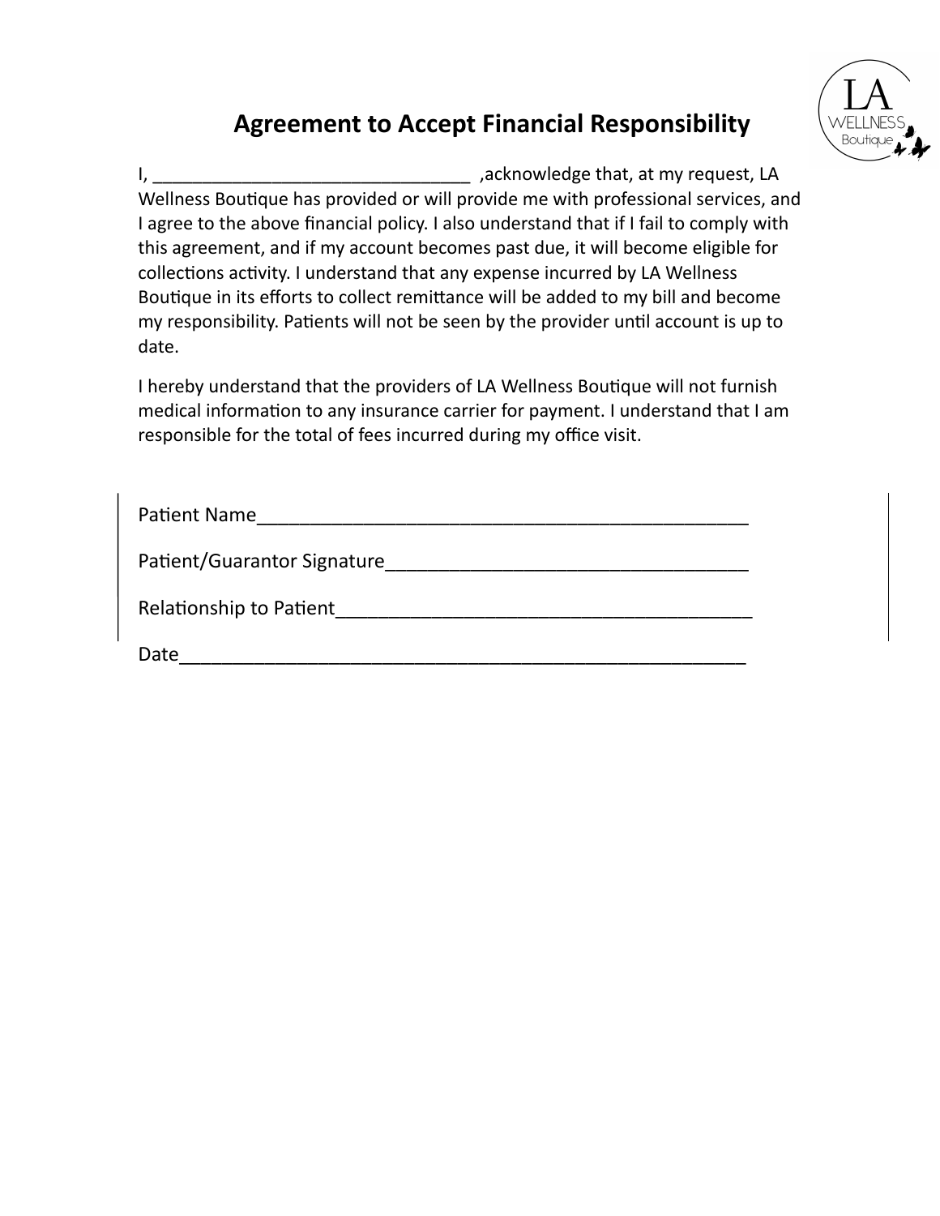# Agreement to Accept Financial Responsibility

I, ________________________________ ,acknowledge that, at my request, LA Wellness Boutique has provided or will provide me with professional services, and I agree to the above financial policy. I also understand that if I fail to comply with this agreement, and if my account becomes past due, it will become eligible for collections activity. I understand that any expense incurred by LA Wellness Boutique in its efforts to collect remittance will be added to my bill and become my responsibility. Patients will not be seen by the provider until account is up to date.

I hereby understand that the providers of LA Wellness Boutique will not furnish medical information to any insurance carrier for payment. I understand that I am responsible for the total of fees incurred during my office visit.

Patient Name_________________________________________________

Patient/Guarantor Signature___________________________________

Relationship to Patient_______________________________________

Date________________________________________________________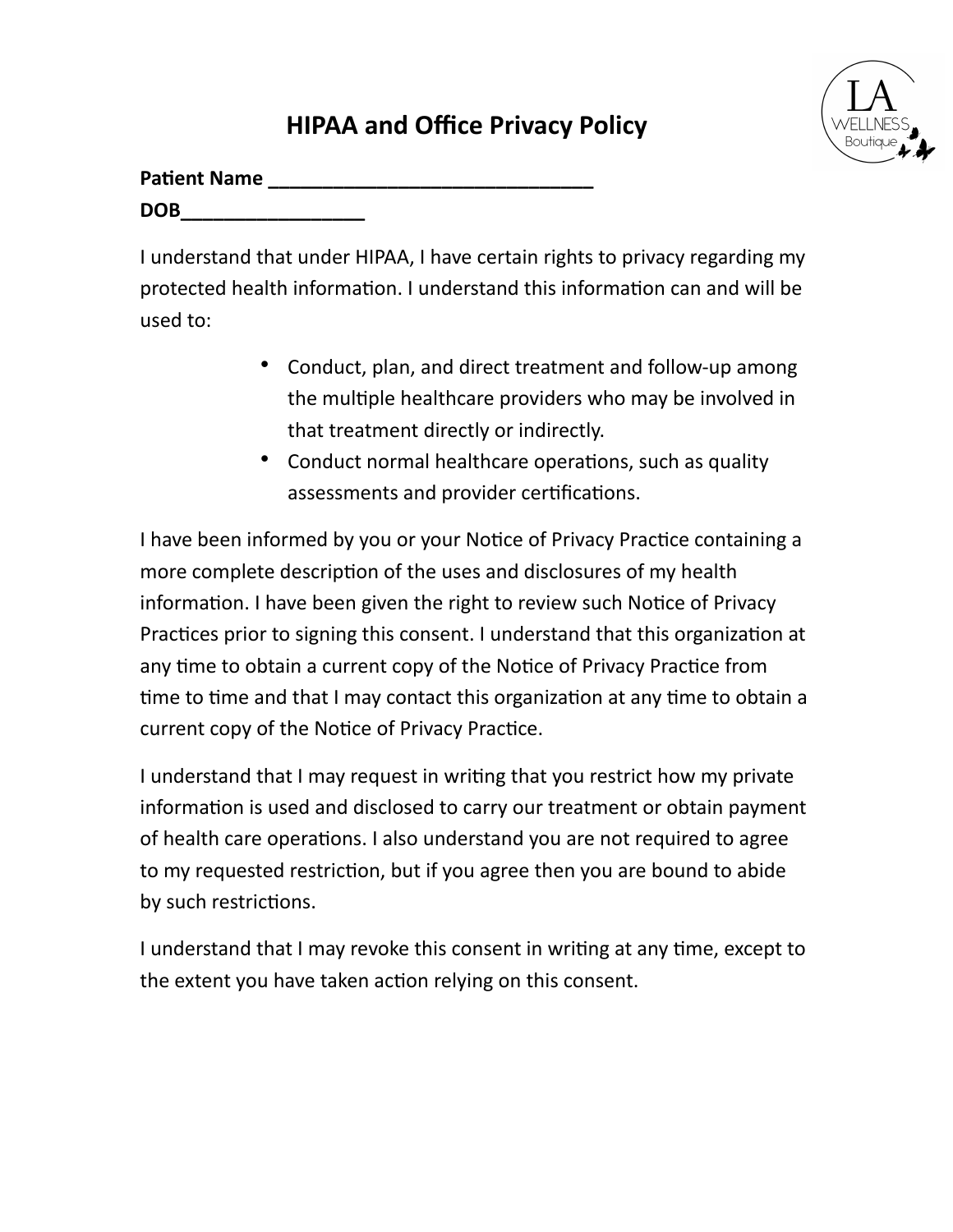# HIPAA and Office Privacy Policy

**Patient Name _______________________________**
**DOB_________________**

I understand that under HIPAA, I have certain rights to privacy regarding my protected health information. I understand this information can and will be used to:

- Conduct, plan, and direct treatment and follow-up among the multiple healthcare providers who may be involved in that treatment directly or indirectly.
- Conduct normal healthcare operations, such as quality assessments and provider certifications.

I have been informed by you or your Notice of Privacy Practice containing a more complete description of the uses and disclosures of my health information. I have been given the right to review such Notice of Privacy Practices prior to signing this consent. I understand that this organization at any time to obtain a current copy of the Notice of Privacy Practice from time to time and that I may contact this organization at any time to obtain a current copy of the Notice of Privacy Practice.

I understand that I may request in writing that you restrict how my private information is used and disclosed to carry our treatment or obtain payment of health care operations. I also understand you are not required to agree to my requested restriction, but if you agree then you are bound to abide by such restrictions.

I understand that I may revoke this consent in writing at any time, except to the extent you have taken action relying on this consent.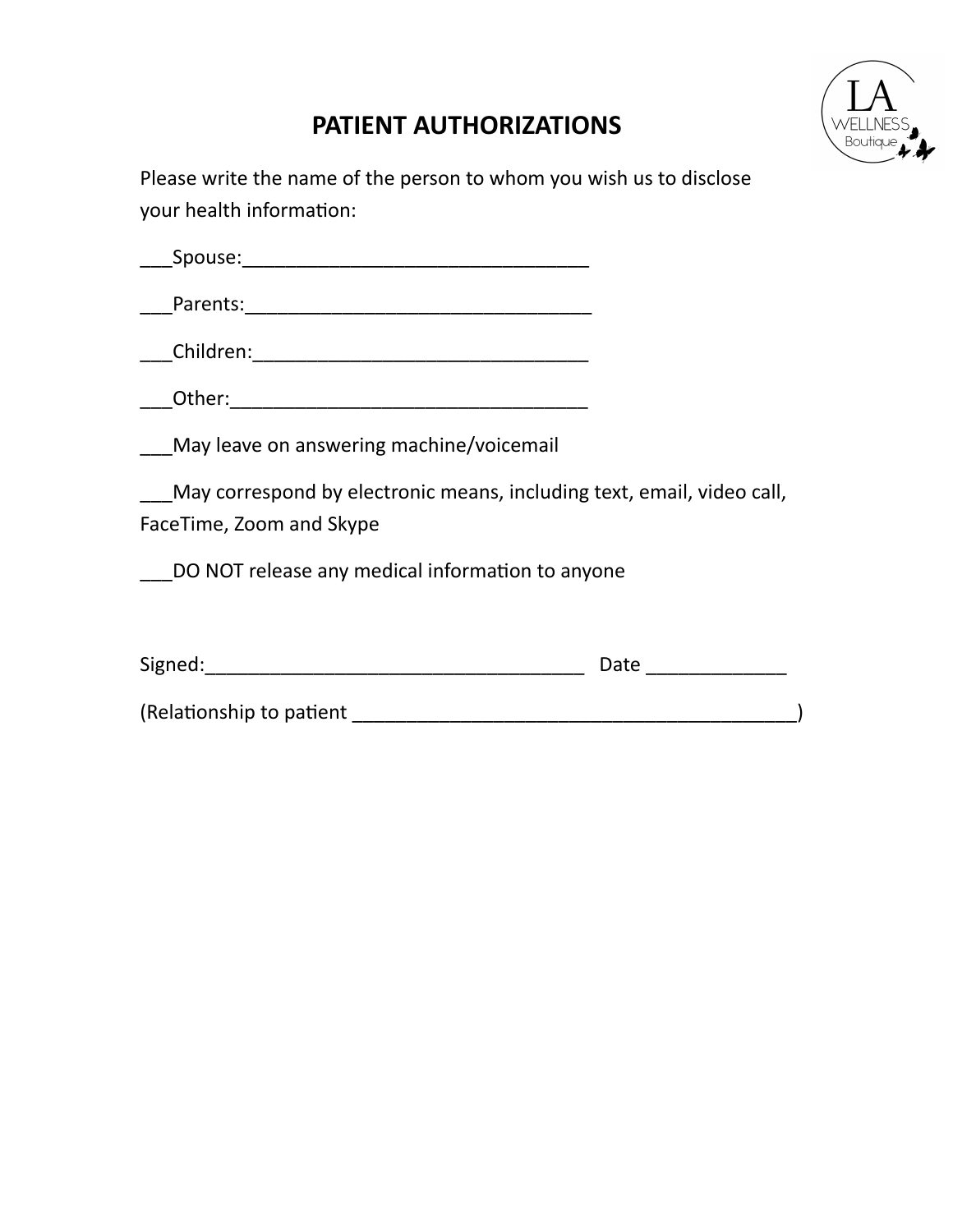# PATIENT AUTHORIZATIONS

Please write the name of the person to whom you wish us to disclose your health information:

___Spouse:________________________________

___Parents:________________________________

___Children:_______________________________

___Other:_________________________________

___May leave on answering machine/voicemail

___May correspond by electronic means, including text, email, video call, FaceTime, Zoom and Skype

___DO NOT release any medical information to anyone

Signed:___________________________________ Date _____________

(Relationship to patient __________________________________________)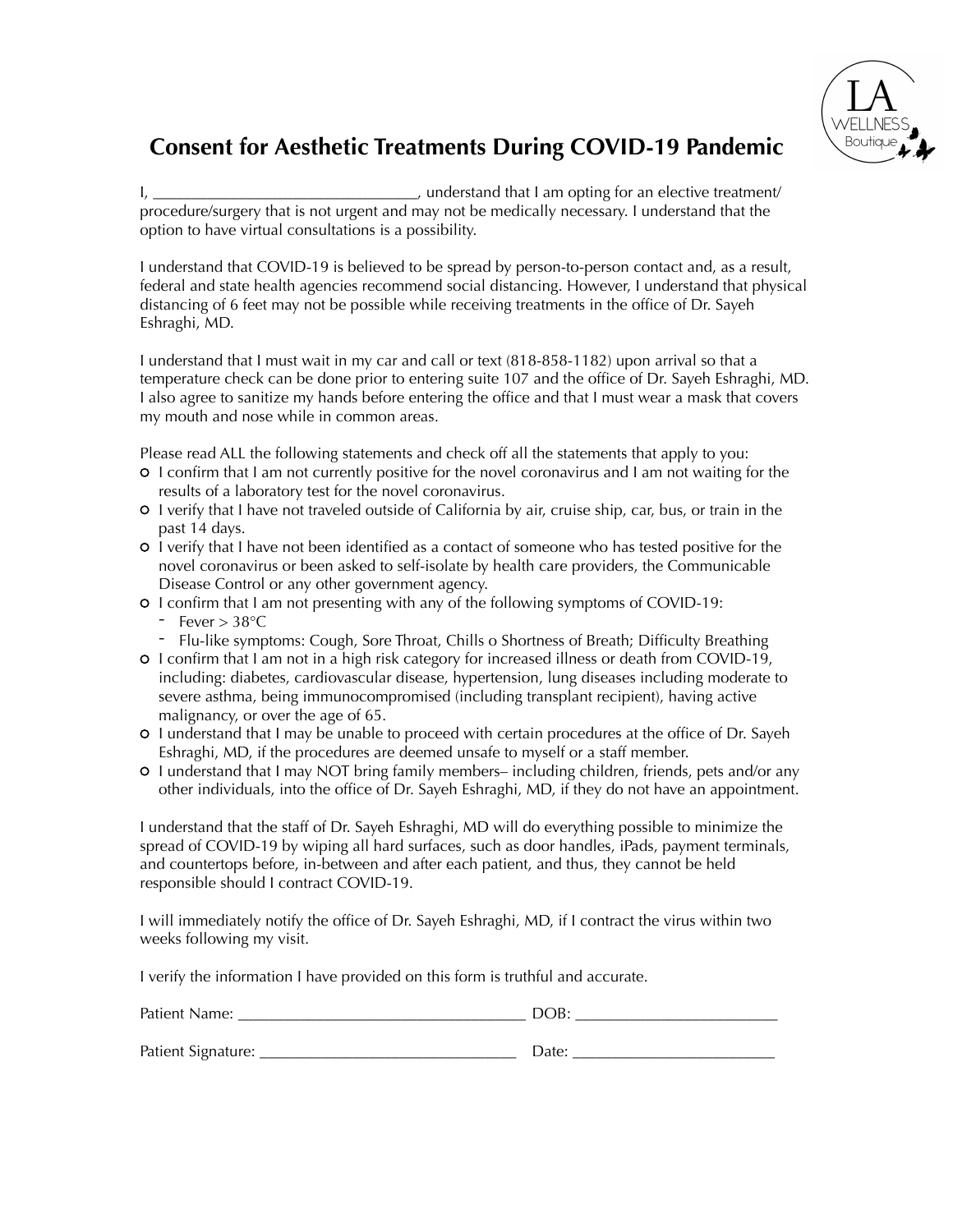LA WELLNESS Boutique

# Consent for Aesthetic Treatments During COVID-19 Pandemic

I, ________________________________, understand that I am opting for an elective treatment/procedure/surgery that is not urgent and may not be medically necessary. I understand that the option to have virtual consultations is a possibility.

I understand that COVID-19 is believed to be spread by person-to-person contact and, as a result, federal and state health agencies recommend social distancing. However, I understand that physical distancing of 6 feet may not be possible while receiving treatments in the office of Dr. Sayeh Eshraghi, MD.

I understand that I must wait in my car and call or text (818-858-1182) upon arrival so that a temperature check can be done prior to entering suite 107 and the office of Dr. Sayeh Eshraghi, MD. I also agree to sanitize my hands before entering the office and that I must wear a mask that covers my mouth and nose while in common areas.

Please read ALL the following statements and check off all the statements that apply to you:

- I confirm that I am not currently positive for the novel coronavirus and I am not waiting for the results of a laboratory test for the novel coronavirus.
- I verify that I have not traveled outside of California by air, cruise ship, car, bus, or train in the past 14 days.
- I verify that I have not been identified as a contact of someone who has tested positive for the novel coronavirus or been asked to self-isolate by health care providers, the Communicable Disease Control or any other government agency.
- I confirm that I am not presenting with any of the following symptoms of COVID-19:
  - Fever > 38°C
  - Flu-like symptoms: Cough, Sore Throat, Chills o Shortness of Breath; Difficulty Breathing
- I confirm that I am not in a high risk category for increased illness or death from COVID-19, including: diabetes, cardiovascular disease, hypertension, lung diseases including moderate to severe asthma, being immunocompromised (including transplant recipient), having active malignancy, or over the age of 65.
- I understand that I may be unable to proceed with certain procedures at the office of Dr. Sayeh Eshraghi, MD, if the procedures are deemed unsafe to myself or a staff member.
- I understand that I may NOT bring family members– including children, friends, pets and/or any other individuals, into the office of Dr. Sayeh Eshraghi, MD, if they do not have an appointment.

I understand that the staff of Dr. Sayeh Eshraghi, MD will do everything possible to minimize the spread of COVID-19 by wiping all hard surfaces, such as door handles, iPads, payment terminals, and countertops before, in-between and after each patient, and thus, they cannot be held responsible should I contract COVID-19.

I will immediately notify the office of Dr. Sayeh Eshraghi, MD, if I contract the virus within two weeks following my visit.

I verify the information I have provided on this form is truthful and accurate.

Patient Name: ___________________________________ DOB: ________________________

Patient Signature: _______________________________ Date: ________________________